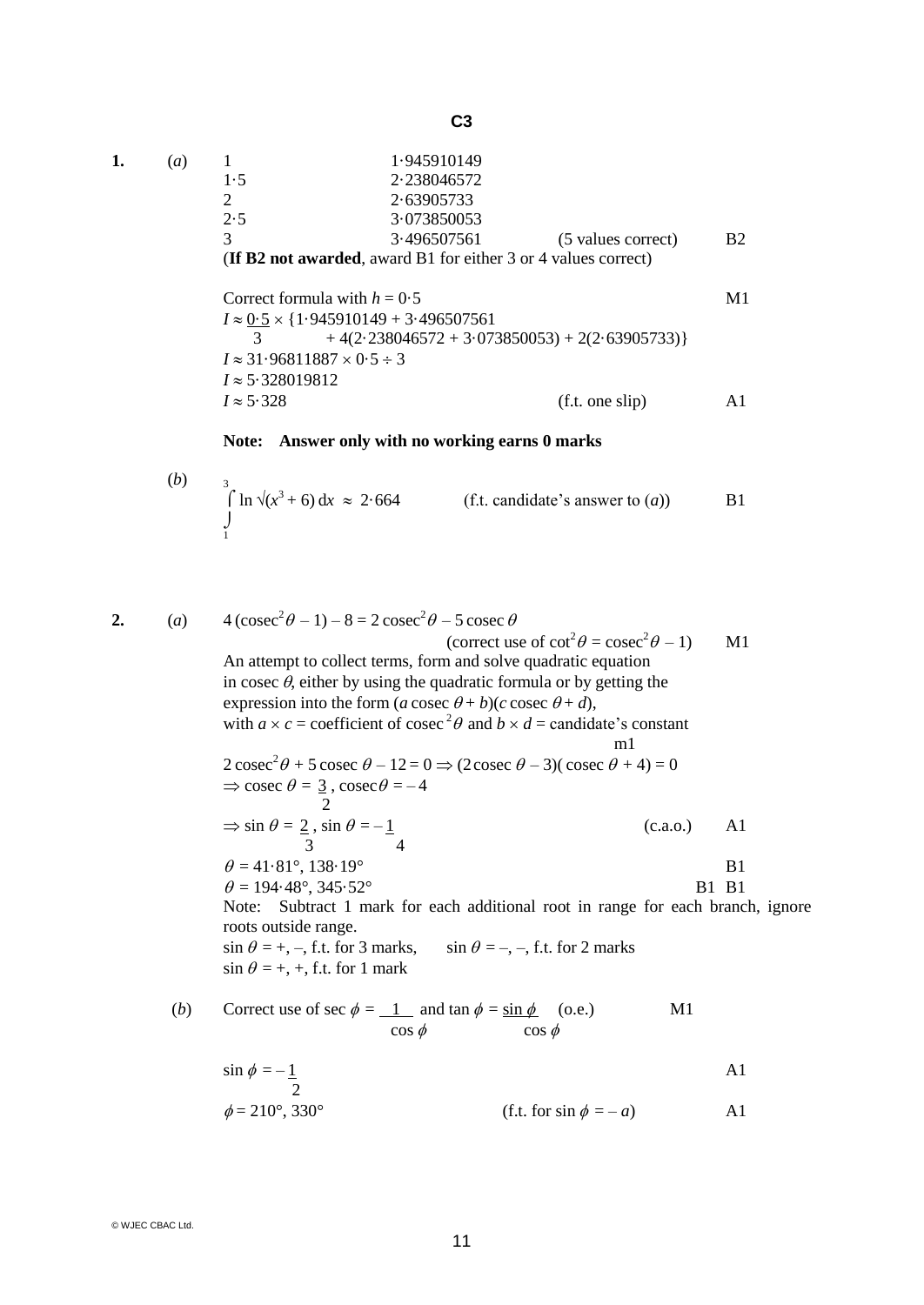# C3

**1.** (*a*)

| | | | |
|---|---|---|---|
| 1 | 1·945910149 | | |
| 1·5 | 2·238046572 | | |
| 2 | 2·63905733 | | |
| 2·5 | 3·073850053 | | |
| 3 | 3·496507561 | (5 values correct) | B2 |

(**If B2 not awarded**, award B1 for either 3 or 4 values correct)

Correct formula with $h = 0·5$ — M1

$I \approx \frac{0·5}{3} \times \{1·945910149 + 3·496507561 + 4(2·238046572 + 3·073850053) + 2(2·63905733)\}$

$I \approx 31·96811887 \times 0·5 \div 3$

$I \approx 5·328019812$

$I \approx 5·328$ (f.t. one slip) — A1

**Note: Answer only with no working earns 0 marks**

(*b*) $\int_1^3 \ln \sqrt{(x^3 + 6)}\, dx \approx 2·664$ (f.t. candidate's answer to (*a*)) — B1

**2.** (*a*) $4(\text{cosec}^2\theta - 1) - 8 = 2\,\text{cosec}^2\theta - 5\,\text{cosec}\,\theta$

(correct use of $\cot^2\theta = \text{cosec}^2\theta - 1$) — M1

An attempt to collect terms, form and solve quadratic equation in cosec $\theta$, either by using the quadratic formula or by getting the expression into the form $(a\,\text{cosec}\,\theta + b)(c\,\text{cosec}\,\theta + d)$, with $a \times c$ = coefficient of $\text{cosec}^2\theta$ and $b \times d$ = candidate's constant — m1

$2\,\text{cosec}^2\theta + 5\,\text{cosec}\,\theta - 12 = 0 \Rightarrow (2\,\text{cosec}\,\theta - 3)(\text{cosec}\,\theta + 4) = 0$

$\Rightarrow \text{cosec}\,\theta = \frac{3}{2}, \text{cosec}\,\theta = -4$

$\Rightarrow \sin\theta = \frac{2}{3}, \sin\theta = -\frac{1}{4}$ (c.a.o.) — A1

$\theta = 41·81°, 138·19°$ — B1

$\theta = 194·48°, 345·52°$ — B1 B1

Note: Subtract 1 mark for each additional root in range for each branch, ignore roots outside range.

$\sin\theta = +, -$, f.t. for 3 marks, $\sin\theta = -, -$, f.t. for 2 marks

$\sin\theta = +, +$, f.t. for 1 mark

(*b*) Correct use of $\sec\phi = \frac{1}{\cos\phi}$ and $\tan\phi = \frac{\sin\phi}{\cos\phi}$ (o.e.) — M1

$\sin\phi = -\frac{1}{2}$ — A1

$\phi = 210°, 330°$ (f.t. for $\sin\phi = -a$) — A1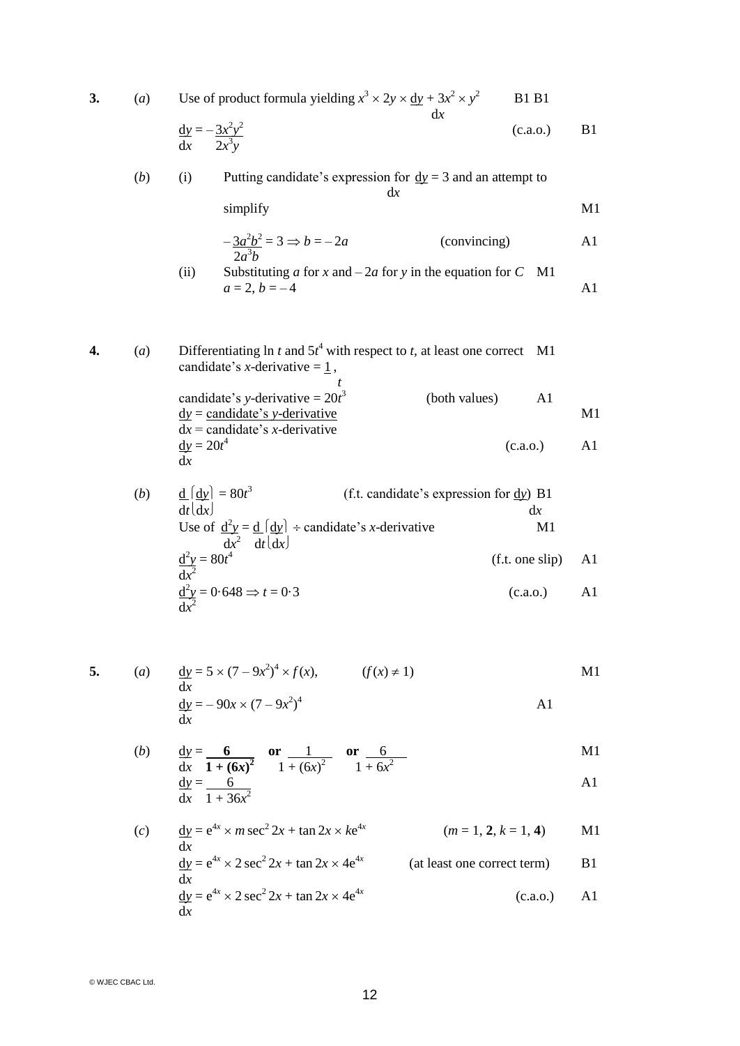**3.** (*a*) Use of product formula yielding $x^3 \times 2y \times \frac{dy}{dx} + 3x^2 \times y^2$ B1 B1

$\frac{dy}{dx} = -\frac{3x^2y^2}{2x^3y}$ (c.a.o.) B1

(*b*) (i) Putting candidate's expression for $\frac{dy}{dx} = 3$ and an attempt to simplify M1

$-\frac{3a^2b^2}{2a^3b} = 3 \Rightarrow b = -2a$ (convincing) A1

(ii) Substituting $a$ for $x$ and $-2a$ for $y$ in the equation for $C$ M1

$a = 2,\ b = -4$ A1

**4.** (*a*) Differentiating $\ln t$ and $5t^4$ with respect to $t$, at least one correct M1

candidate's $x$-derivative $= \frac{1}{t}$,

candidate's $y$-derivative $= 20t^3$ (both values) A1

$\frac{dy}{dx} = \frac{\text{candidate's } y\text{-derivative}}{\text{candidate's } x\text{-derivative}}$ M1

$\frac{dy}{dx} = 20t^4$ (c.a.o.) A1

(*b*) $\frac{d}{dt}\left(\frac{dy}{dx}\right) = 80t^3$ (f.t. candidate's expression for $\frac{dy}{dx}$) B1

Use of $\frac{d^2y}{dx^2} = \frac{d}{dt}\left(\frac{dy}{dx}\right) \div$ candidate's $x$-derivative M1

$\frac{d^2y}{dx^2} = 80t^4$ (f.t. one slip) A1

$\frac{d^2y}{dx^2} = 0{\cdot}648 \Rightarrow t = 0{\cdot}3$ (c.a.o.) A1

**5.** (*a*) $\frac{dy}{dx} = 5 \times (7 - 9x^2)^4 \times f(x)$, $(f(x) \neq 1)$ M1

$\frac{dy}{dx} = -90x \times (7 - 9x^2)^4$ A1

(*b*) $\frac{dy}{dx} = \frac{\mathbf{6}}{\mathbf{1 + (6x)^2}}$ **or** $\frac{1}{1 + (6x)^2}$ **or** $\frac{6}{1 + 6x^2}$ M1

$\frac{dy}{dx} = \frac{6}{1 + 36x^2}$ A1

(*c*) $\frac{dy}{dx} = e^{4x} \times m\sec^2 2x + \tan 2x \times ke^{4x}$ $(m = 1, \mathbf{2}, k = 1, \mathbf{4})$ M1

$\frac{dy}{dx} = e^{4x} \times 2\sec^2 2x + \tan 2x \times 4e^{4x}$ (at least one correct term) B1

$\frac{dy}{dx} = e^{4x} \times 2\sec^2 2x + \tan 2x \times 4e^{4x}$ (c.a.o.) A1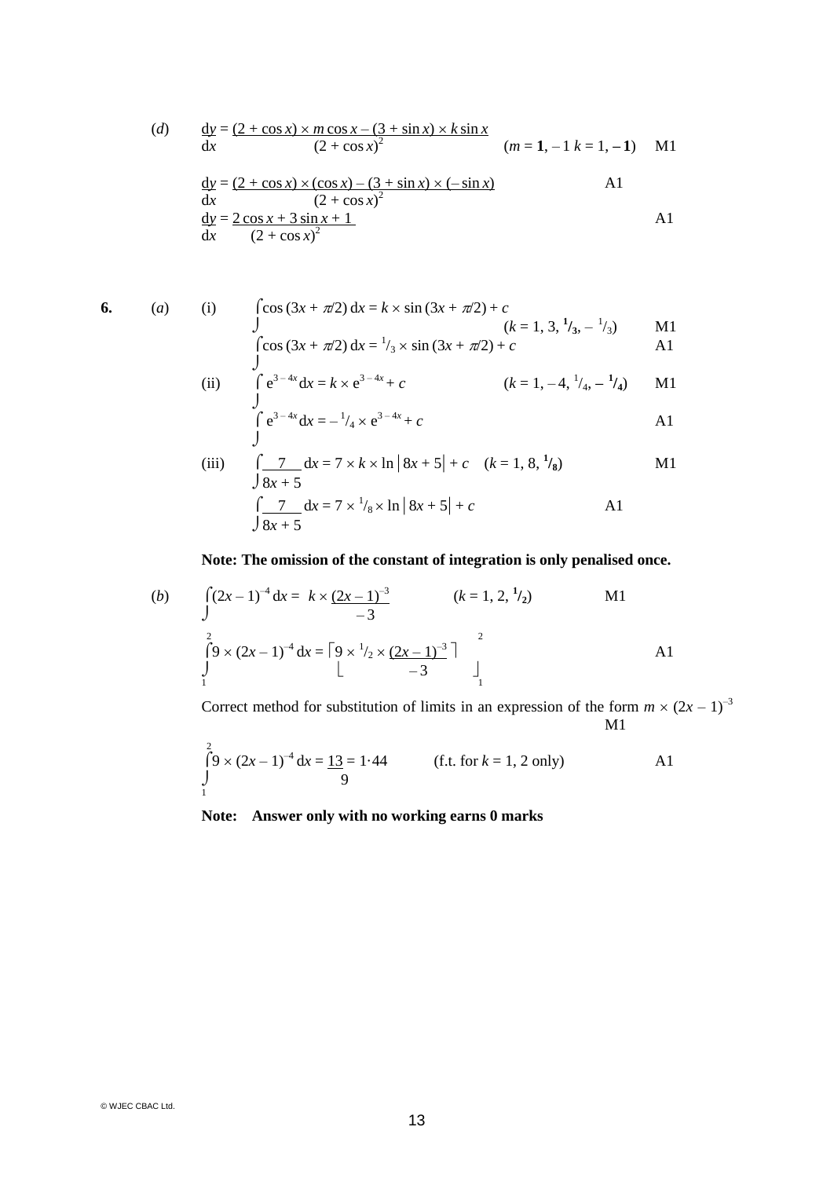(*d*) $\dfrac{dy}{dx} = \dfrac{(2 + \cos x) \times m\cos x - (3 + \sin x) \times k\sin x}{(2 + \cos x)^2}$ $\quad$ ($m$ = **1**, – 1 $k$ = 1, **– 1**) $\quad$ M1

$\dfrac{dy}{dx} = \dfrac{(2 + \cos x) \times (\cos x) - (3 + \sin x) \times (-\sin x)}{(2 + \cos x)^2}$ $\quad$ A1

$\dfrac{dy}{dx} = \dfrac{2\cos x + 3\sin x + 1}{(2 + \cos x)^2}$ $\quad$ A1

**6.** (*a*) (i) $\displaystyle\int \cos(3x + \pi/2)\,dx = k \times \sin(3x + \pi/2) + c$ $\quad$ ($k$ = 1, 3, **$^1/_3$**, – $^1/_3$) $\quad$ M1

$\displaystyle\int \cos(3x + \pi/2)\,dx = {}^1/_3 \times \sin(3x + \pi/2) + c$ $\quad$ A1

(ii) $\displaystyle\int e^{3-4x}\,dx = k \times e^{3-4x} + c$ $\quad$ ($k$ = 1, – 4, $^1/_4$, **– $^1/_4$**) $\quad$ M1

$\displaystyle\int e^{3-4x}\,dx = -{}^1/_4 \times e^{3-4x} + c$ $\quad$ A1

(iii) $\displaystyle\int \frac{7}{8x + 5}\,dx = 7 \times k \times \ln|8x + 5| + c$ $\quad$ ($k$ = 1, 8, **$^1/_8$**) $\quad$ M1

$\displaystyle\int \frac{7}{8x + 5}\,dx = 7 \times {}^1/_8 \times \ln|8x + 5| + c$ $\quad$ A1

**Note: The omission of the constant of integration is only penalised once.**

(*b*) $\displaystyle\int (2x - 1)^{-4}\,dx = k \times \frac{(2x - 1)^{-3}}{-3}$ $\quad$ ($k$ = 1, 2, **$^1/_2$**) $\quad$ M1

$\displaystyle\int_1^2 9 \times (2x - 1)^{-4}\,dx = \left[9 \times {}^1/_2 \times \frac{(2x - 1)^{-3}}{-3}\right]_1^2$ $\quad$ A1

Correct method for substitution of limits in an expression of the form $m \times (2x - 1)^{-3}$ $\quad$ M1

$\displaystyle\int_1^2 9 \times (2x - 1)^{-4}\,dx = \frac{13}{9} = 1{\cdot}44$ $\quad$ (f.t. for $k$ = 1, 2 only) $\quad$ A1

**Note: Answer only with no working earns 0 marks**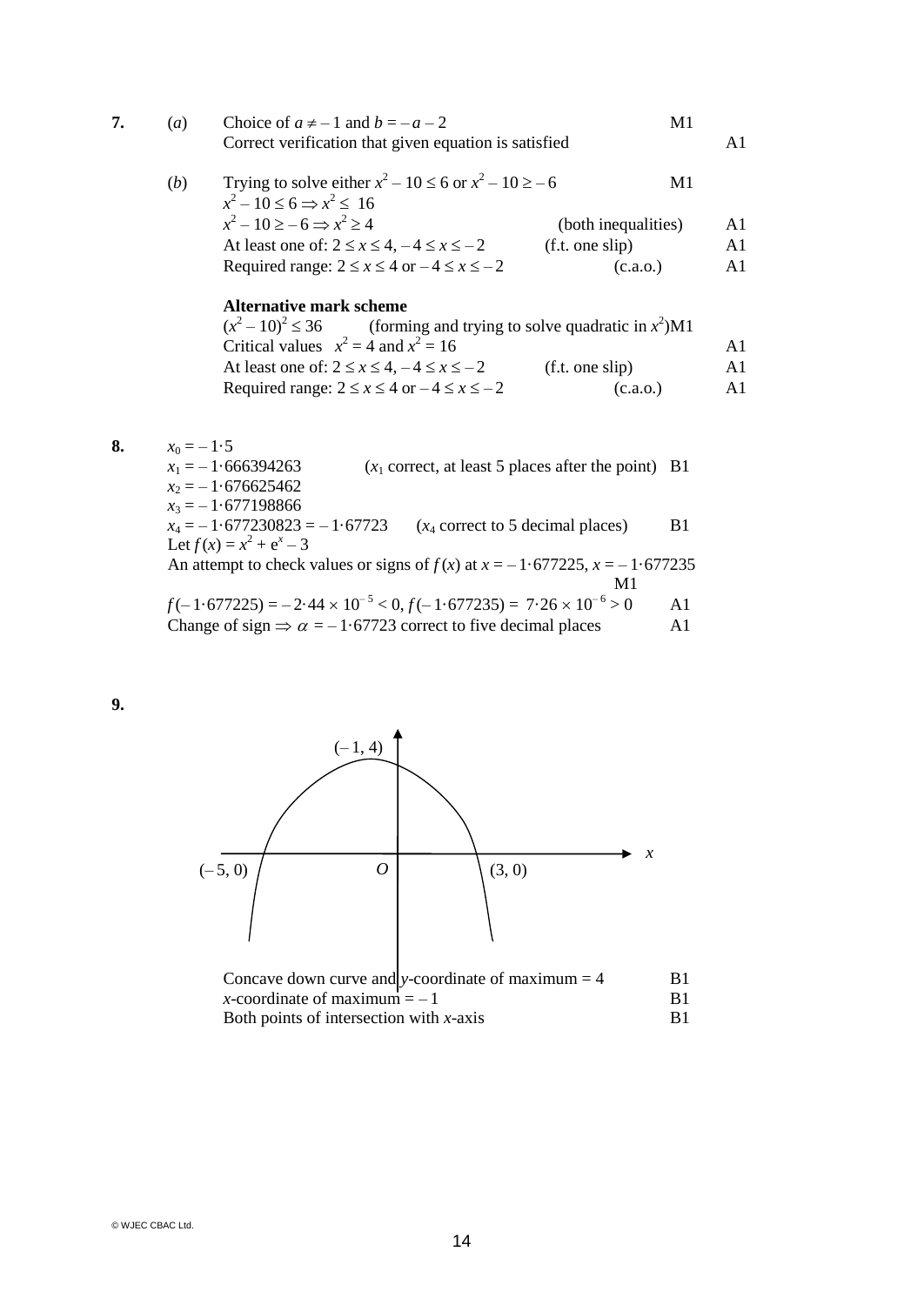**7.** (*a*) Choice of $a \neq -1$ and $b = -a - 2$ M1

Correct verification that given equation is satisfied A1

(*b*) Trying to solve either $x^2 - 10 \leq 6$ or $x^2 - 10 \geq -6$ M1

$x^2 - 10 \leq 6 \Rightarrow x^2 \leq 16$

$x^2 - 10 \geq -6 \Rightarrow x^2 \geq 4$ (both inequalities) A1

At least one of: $2 \leq x \leq 4$, $-4 \leq x \leq -2$ (f.t. one slip) A1

Required range: $2 \leq x \leq 4$ or $-4 \leq x \leq -2$ (c.a.o.) A1

**Alternative mark scheme**

$(x^2 - 10)^2 \leq 36$ (forming and trying to solve quadratic in $x^2$) M1

Critical values $x^2 = 4$ and $x^2 = 16$ A1

At least one of: $2 \leq x \leq 4$, $-4 \leq x \leq -2$ (f.t. one slip) A1

Required range: $2 \leq x \leq 4$ or $-4 \leq x \leq -2$ (c.a.o.) A1

**8.** $x_0 = -1{\cdot}5$

$x_1 = -1{\cdot}666394263$ ($x_1$ correct, at least 5 places after the point) B1

$x_2 = -1{\cdot}676625462$

$x_3 = -1{\cdot}677198866$

$x_4 = -1{\cdot}677230823 = -1{\cdot}67723$ ($x_4$ correct to 5 decimal places) B1

Let $f(x) = x^2 + e^x - 3$

An attempt to check values or signs of $f(x)$ at $x = -1{\cdot}677225$, $x = -1{\cdot}677235$ M1

$f(-1{\cdot}677225) = -2{\cdot}44 \times 10^{-5} < 0$, $f(-1{\cdot}677235) = 7{\cdot}26 \times 10^{-6} > 0$ A1

Change of sign $\Rightarrow \alpha = -1{\cdot}67723$ correct to five decimal places A1

**9.**

(Sketch: concave down curve with maximum at $(-1, 4)$, crossing the $x$-axis at $(-5, 0)$ and $(3, 0)$; axes labelled $x$, $O$.)

Concave down curve and $y$-coordinate of maximum = 4 B1

$x$-coordinate of maximum = $-1$ B1

Both points of intersection with $x$-axis B1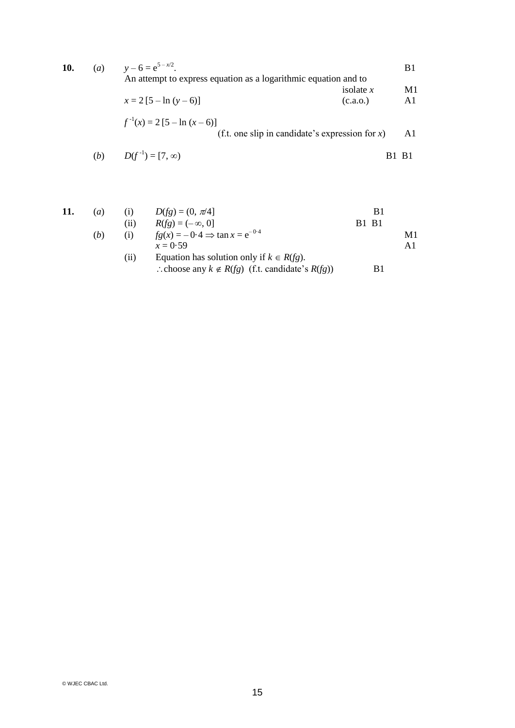**10.** (*a*) $y - 6 = e^{5 - x/2}$. B1

An attempt to express equation as a logarithmic equation and to isolate $x$ M1

$x = 2\,[5 - \ln (y - 6)]$ (c.a.o.) A1

$f^{-1}(x) = 2\,[5 - \ln (x - 6)]$

(f.t. one slip in candidate's expression for $x$) A1

(*b*) $D(f^{-1}) = [7, \infty)$ B1 B1

**11.** (*a*) (i) $D(fg) = (0, \pi/4]$ B1

(ii) $R(fg) = (-\infty, 0]$ B1 B1

(*b*) (i) $fg(x) = -0{\cdot}4 \Rightarrow \tan x = e^{-0{\cdot}4}$ M1

$x = 0{\cdot}59$ A1

(ii) Equation has solution only if $k \in R(fg)$.

$\therefore$ choose any $k \notin R(fg)$ (f.t. candidate's $R(fg)$) B1